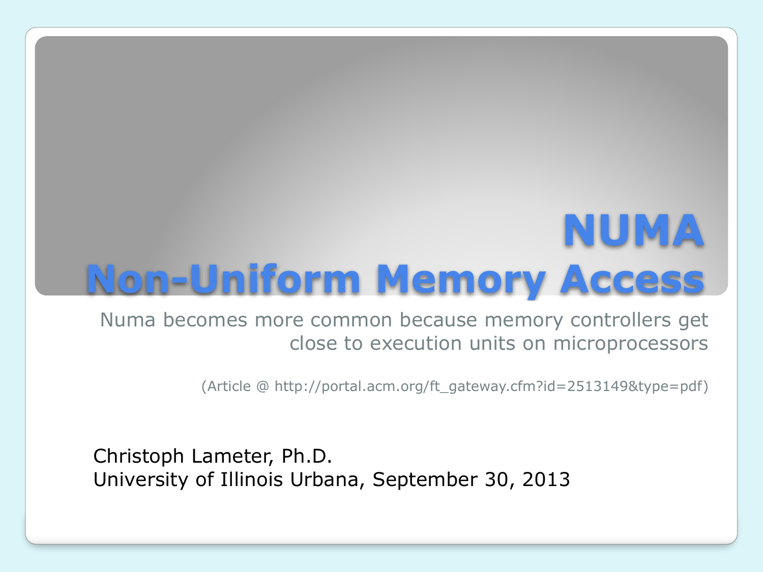# NUMA
# Non-Uniform Memory Access

Numa becomes more common because memory controllers get close to execution units on microprocessors

(Article @ http://portal.acm.org/ft_gateway.cfm?id=2513149&type=pdf)

Christoph Lameter, Ph.D.
University of Illinois Urbana, September 30, 2013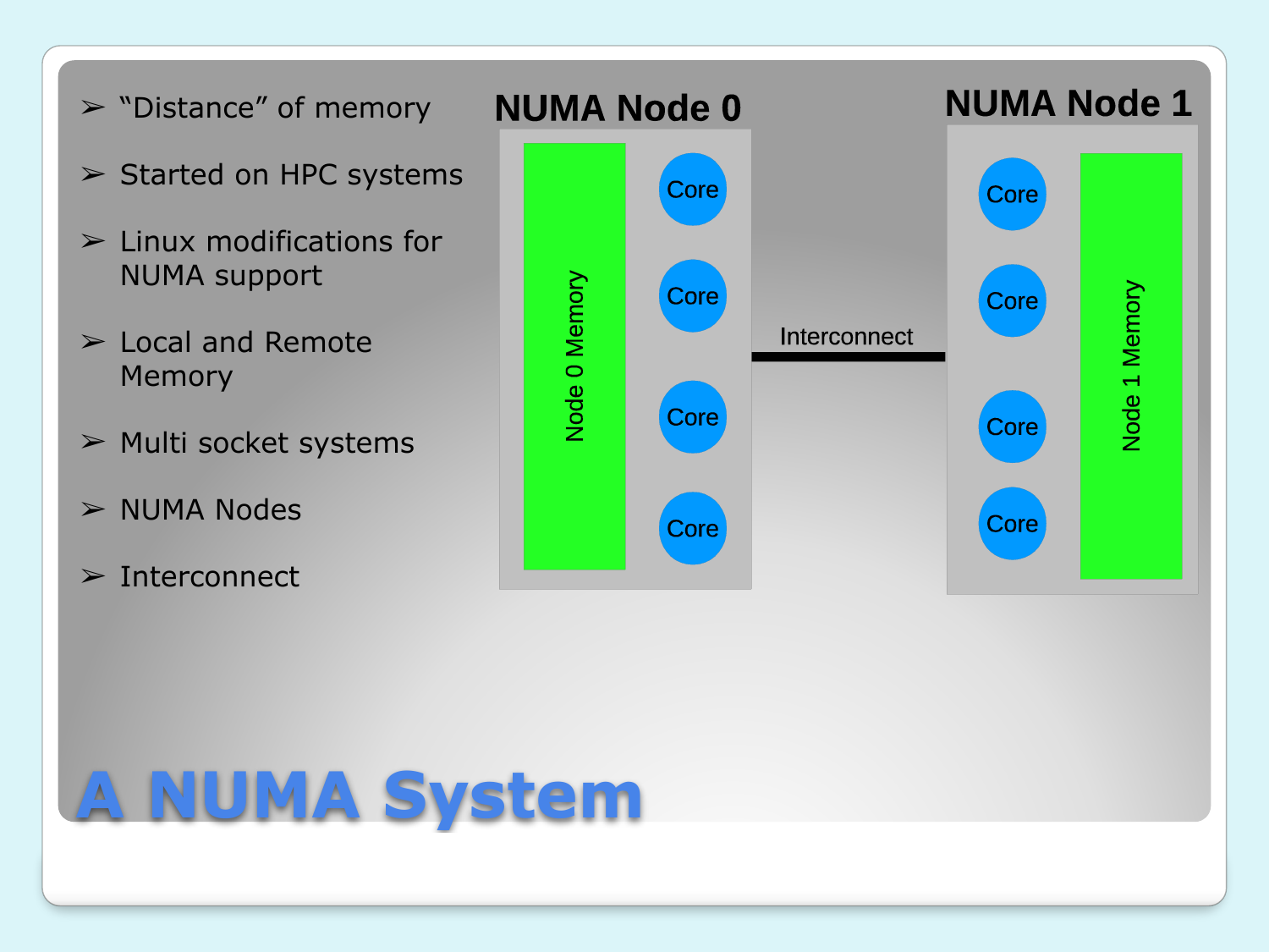# A NUMA System

- "Distance" of memory
- Started on HPC systems
- Linux modifications for NUMA support
- Local and Remote Memory
- Multi socket systems
- NUMA Nodes
- Interconnect

**NUMA Node 0**

Node 0 Memory

Core

Core

Core

Core

Interconnect

**NUMA Node 1**

Core

Core

Core

Core

Node 1 Memory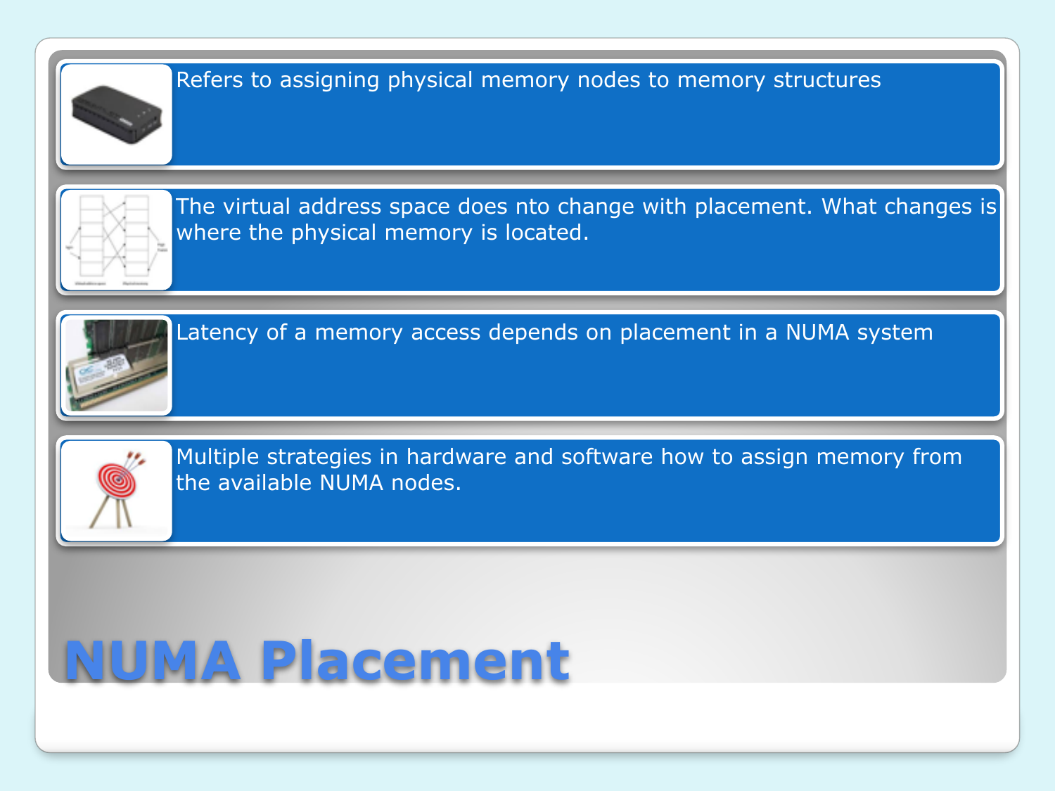# NUMA Placement

- Refers to assigning physical memory nodes to memory structures
- The virtual address space does nto change with placement. What changes is where the physical memory is located.
- Latency of a memory access depends on placement in a NUMA system
- Multiple strategies in hardware and software how to assign memory from the available NUMA nodes.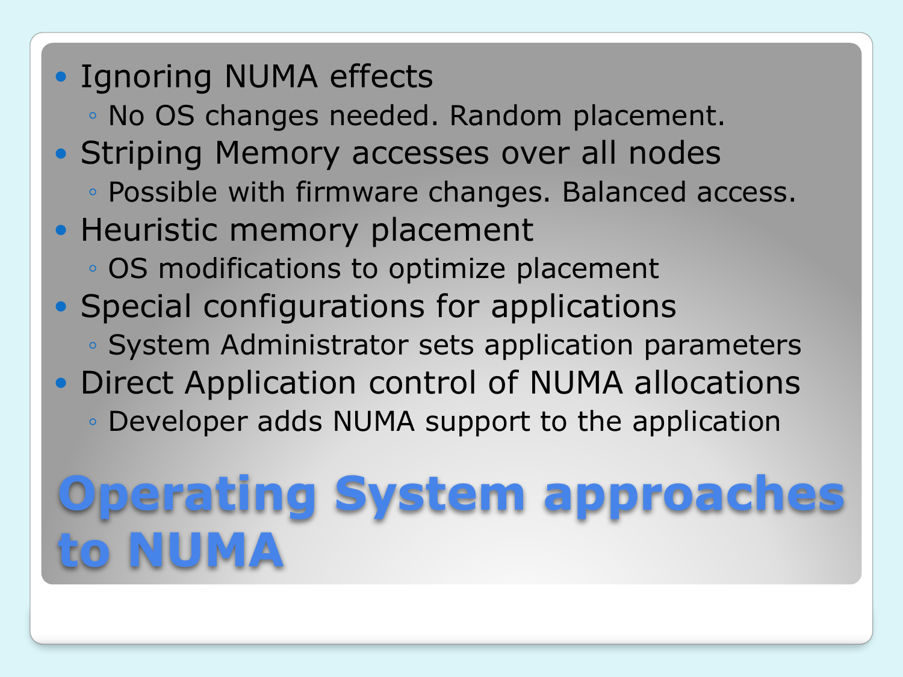# Operating System approaches to NUMA

- Ignoring NUMA effects
  - No OS changes needed. Random placement.
- Striping Memory accesses over all nodes
  - Possible with firmware changes. Balanced access.
- Heuristic memory placement
  - OS modifications to optimize placement
- Special configurations for applications
  - System Administrator sets application parameters
- Direct Application control of NUMA allocations
  - Developer adds NUMA support to the application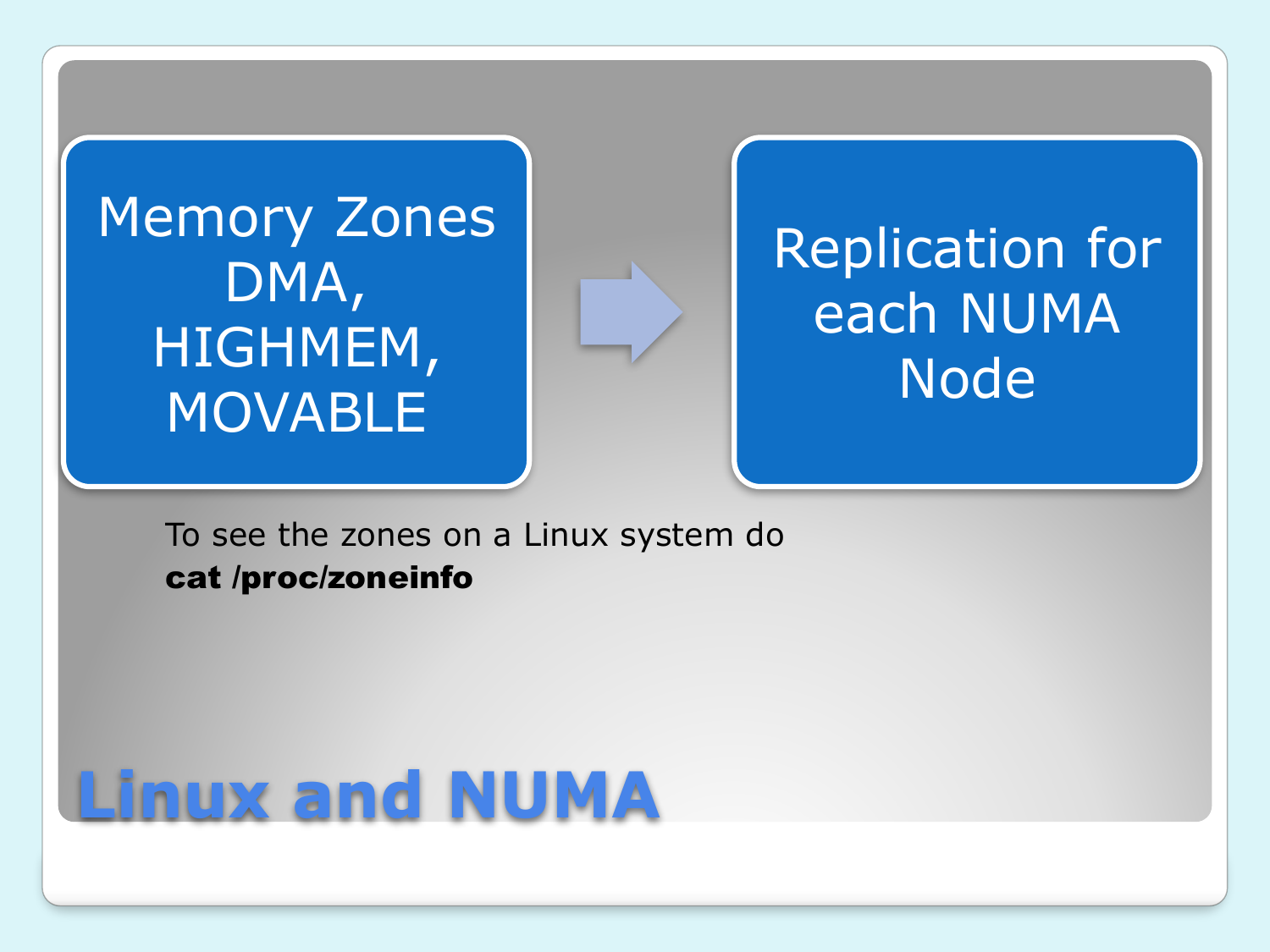# Linux and NUMA

Memory Zones DMA, HIGHMEM, MOVABLE → Replication for each NUMA Node

To see the zones on a Linux system do
**cat /proc/zoneinfo**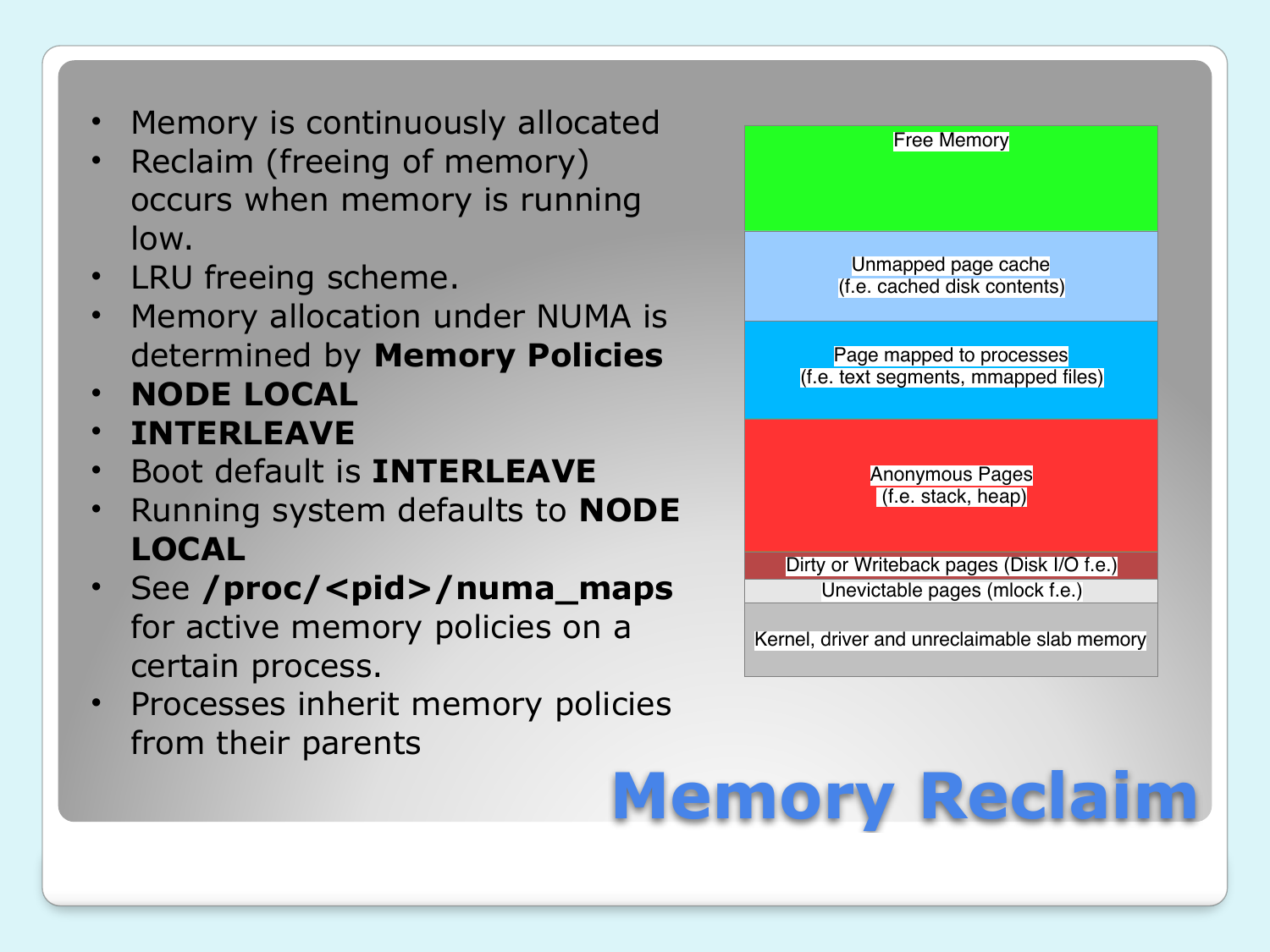# Memory Reclaim

- Memory is continuously allocated
- Reclaim (freeing of memory) occurs when memory is running low.
- LRU freeing scheme.
- Memory allocation under NUMA is determined by **Memory Policies**
- **NODE LOCAL**
- **INTERLEAVE**
- Boot default is **INTERLEAVE**
- Running system defaults to **NODE LOCAL**
- See **/proc/<pid>/numa_maps** for active memory policies on a certain process.
- Processes inherit memory policies from their parents

| Memory |
| --- |
| Free Memory |
| Unmapped page cache (f.e. cached disk contents) |
| Page mapped to processes (f.e. text segments, mmapped files) |
| Anonymous Pages (f.e. stack, heap) |
| Dirty or Writeback pages (Disk I/O f.e.) |
| Unevictable pages (mlock f.e.) |
| Kernel, driver and unreclaimable slab memory |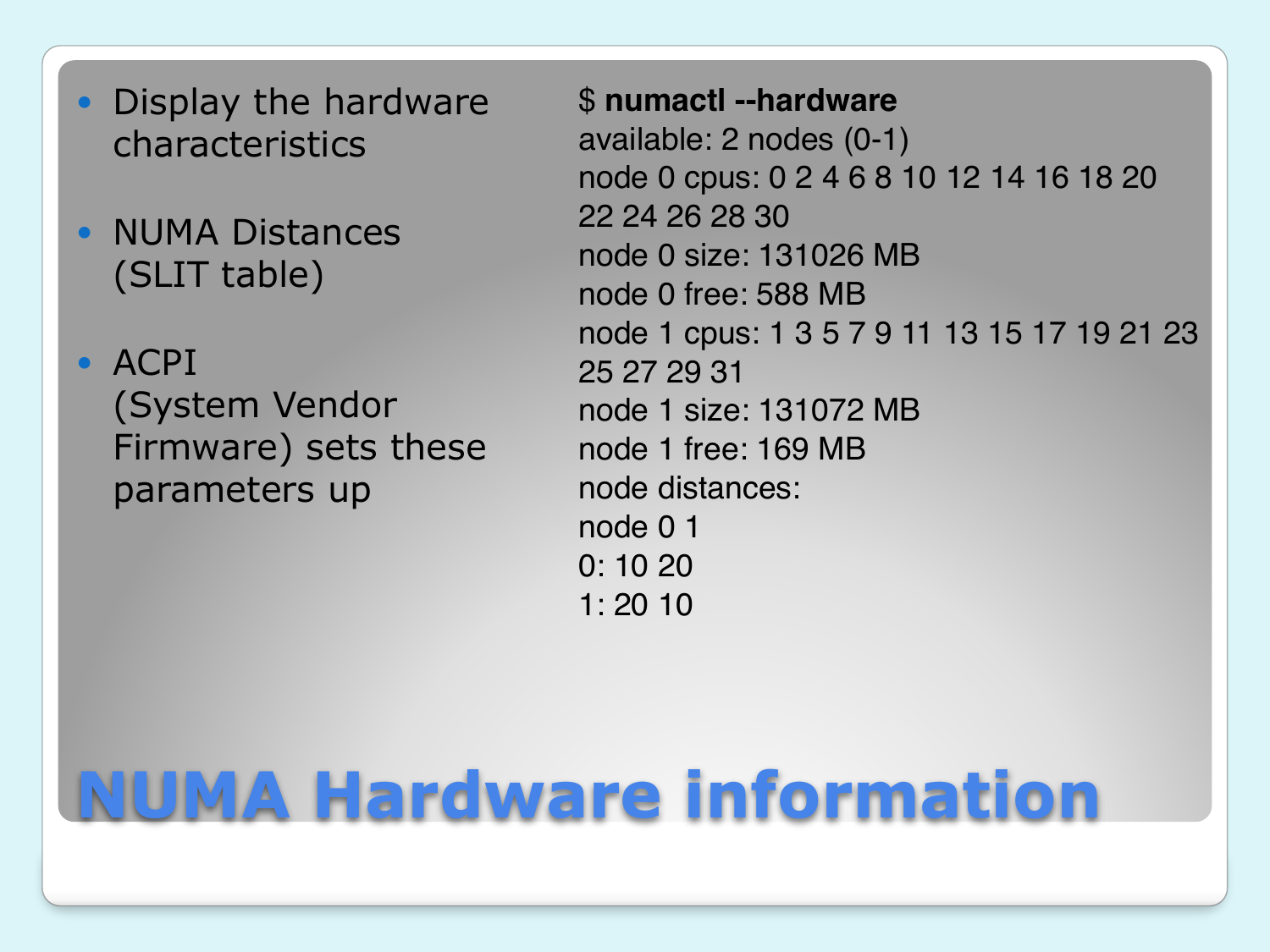# NUMA Hardware information

- Display the hardware characteristics
- NUMA Distances (SLIT table)
- ACPI (System Vendor Firmware) sets these parameters up

```
$ numactl --hardware
available: 2 nodes (0-1)
node 0 cpus: 0 2 4 6 8 10 12 14 16 18 20 22 24 26 28 30
node 0 size: 131026 MB
node 0 free: 588 MB
node 1 cpus: 1 3 5 7 9 11 13 15 17 19 21 23 25 27 29 31
node 1 size: 131072 MB
node 1 free: 169 MB
node distances:
node 0 1
0: 10 20
1: 20 10
```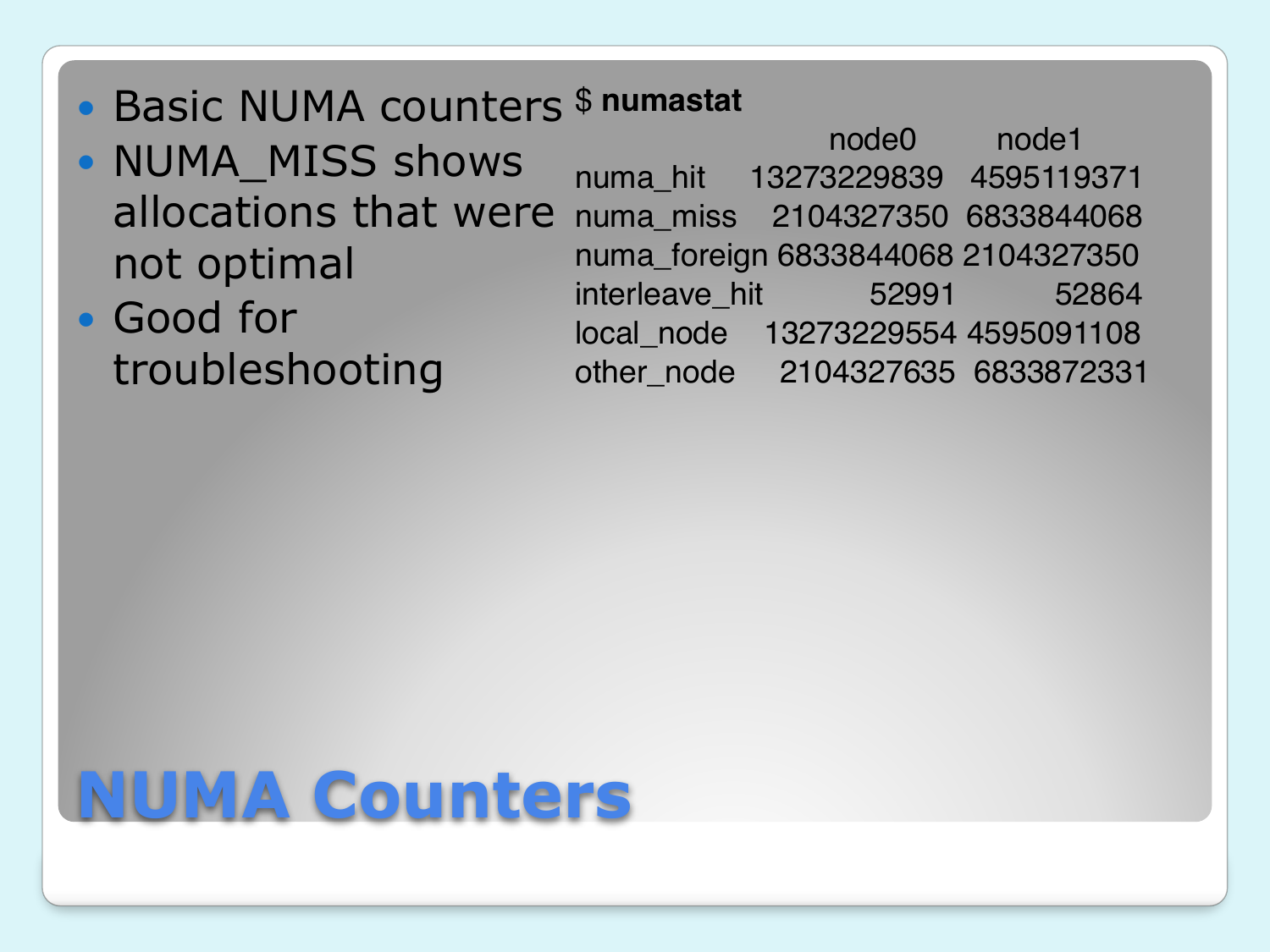# NUMA Counters

- Basic NUMA counters
- NUMA_MISS shows allocations that were not optimal
- Good for troubleshooting

```
$ numastat
                    node0        node1
numa_hit      13273229839   4595119371
numa_miss      2104327350   6833844068
numa_foreign   6833844068   2104327350
interleave_hit      52991        52864
local_node    13273229554   4595091108
other_node     2104327635   6833872331
```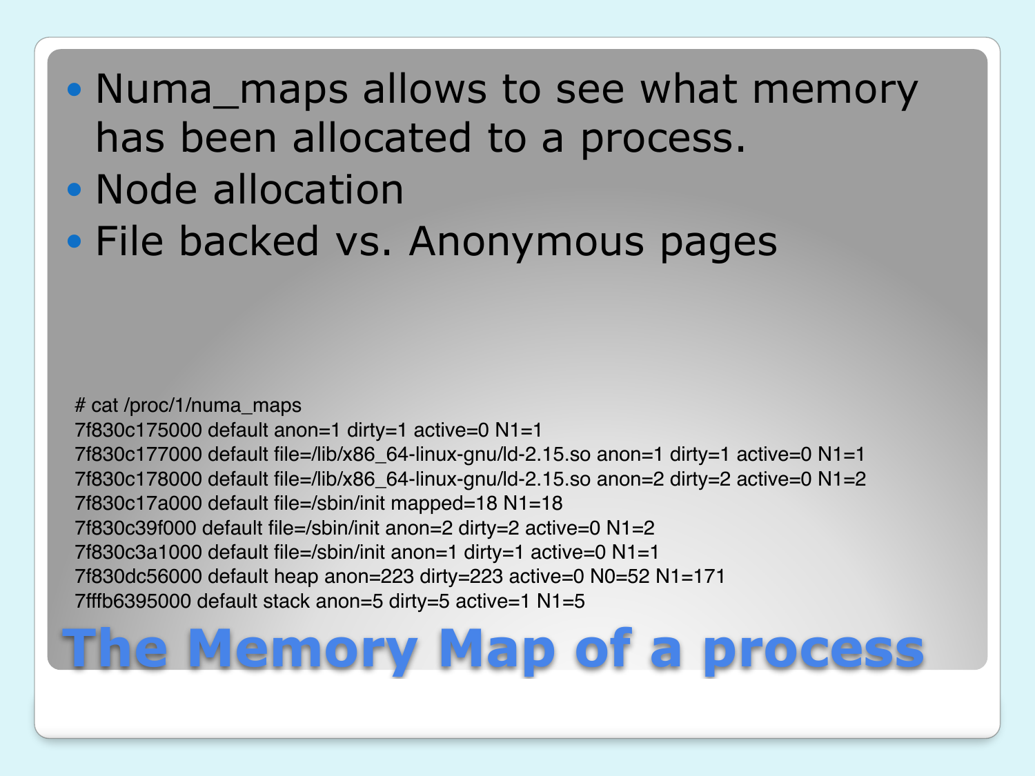# The Memory Map of a process

- Numa_maps allows to see what memory has been allocated to a process.
- Node allocation
- File backed vs. Anonymous pages

```
# cat /proc/1/numa_maps
7f830c175000 default anon=1 dirty=1 active=0 N1=1
7f830c177000 default file=/lib/x86_64-linux-gnu/ld-2.15.so anon=1 dirty=1 active=0 N1=1
7f830c178000 default file=/lib/x86_64-linux-gnu/ld-2.15.so anon=2 dirty=2 active=0 N1=2
7f830c17a000 default file=/sbin/init mapped=18 N1=18
7f830c39f000 default file=/sbin/init anon=2 dirty=2 active=0 N1=2
7f830c3a1000 default file=/sbin/init anon=1 dirty=1 active=0 N1=1
7f830dc56000 default heap anon=223 dirty=223 active=0 N0=52 N1=171
7fffb6395000 default stack anon=5 dirty=5 active=1 N1=5
```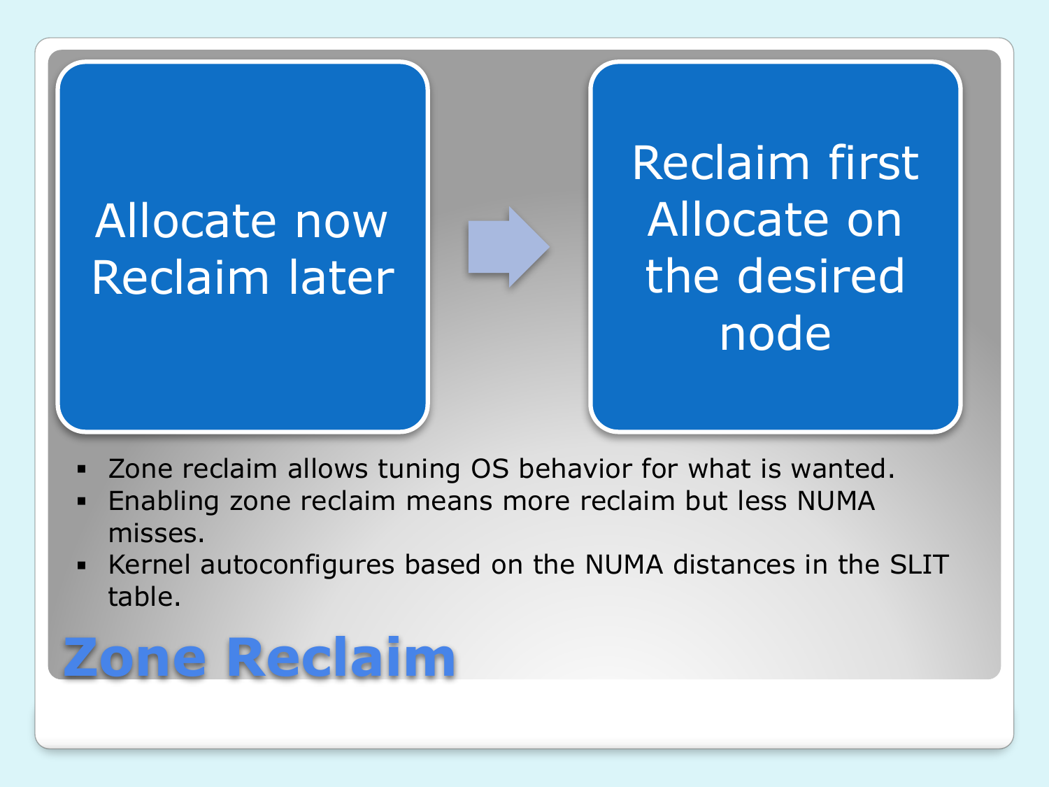# Zone Reclaim

Allocate now
Reclaim later

→

Reclaim first
Allocate on the desired node

- Zone reclaim allows tuning OS behavior for what is wanted.
- Enabling zone reclaim means more reclaim but less NUMA misses.
- Kernel autoconfigures based on the NUMA distances in the SLIT table.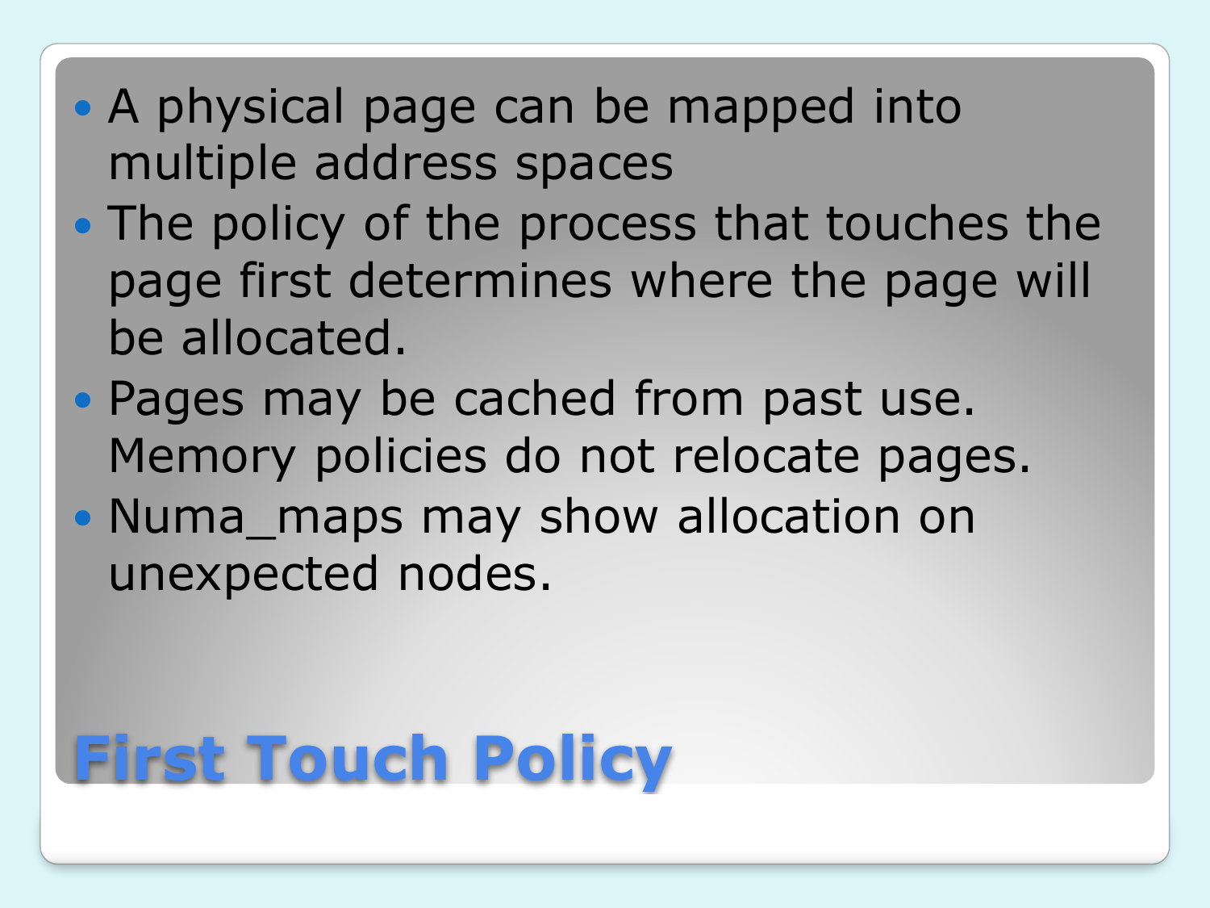# First Touch Policy

- A physical page can be mapped into multiple address spaces
- The policy of the process that touches the page first determines where the page will be allocated.
- Pages may be cached from past use. Memory policies do not relocate pages.
- Numa_maps may show allocation on unexpected nodes.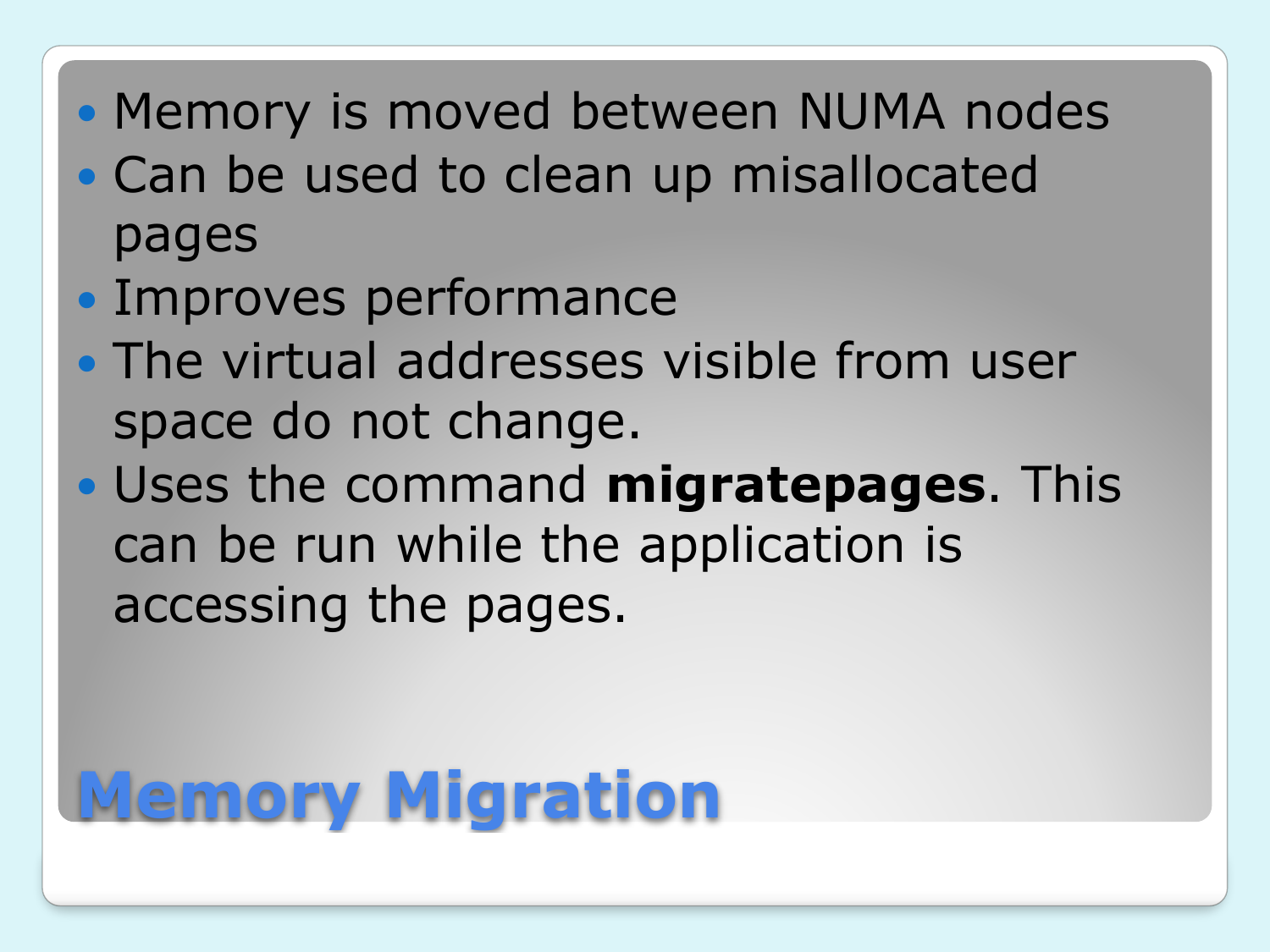# Memory Migration

- Memory is moved between NUMA nodes
- Can be used to clean up misallocated pages
- Improves performance
- The virtual addresses visible from user space do not change.
- Uses the command **migratepages**. This can be run while the application is accessing the pages.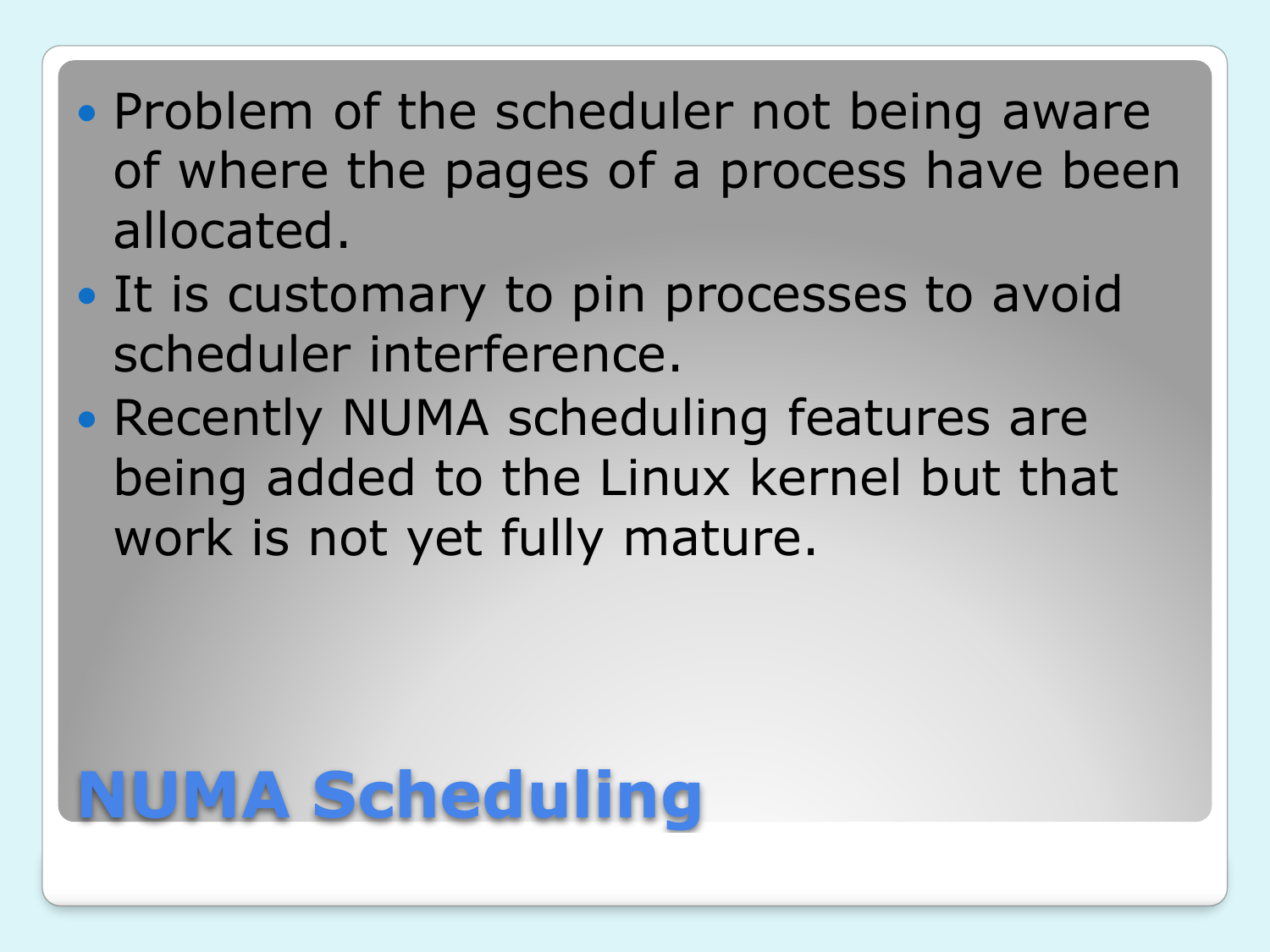# NUMA Scheduling

- Problem of the scheduler not being aware of where the pages of a process have been allocated.
- It is customary to pin processes to avoid scheduler interference.
- Recently NUMA scheduling features are being added to the Linux kernel but that work is not yet fully mature.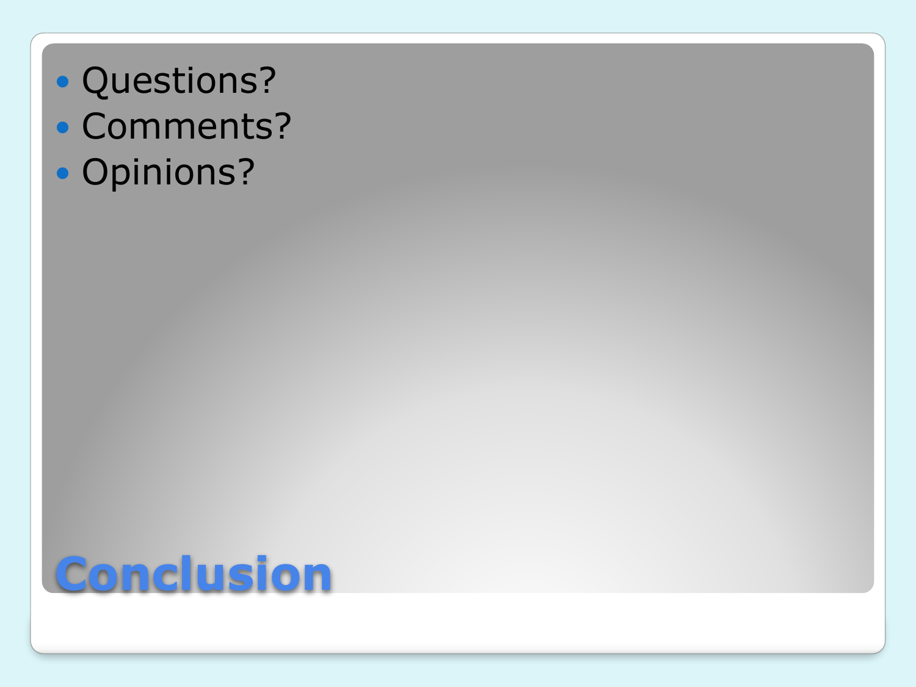# Conclusion

- Questions?
- Comments?
- Opinions?